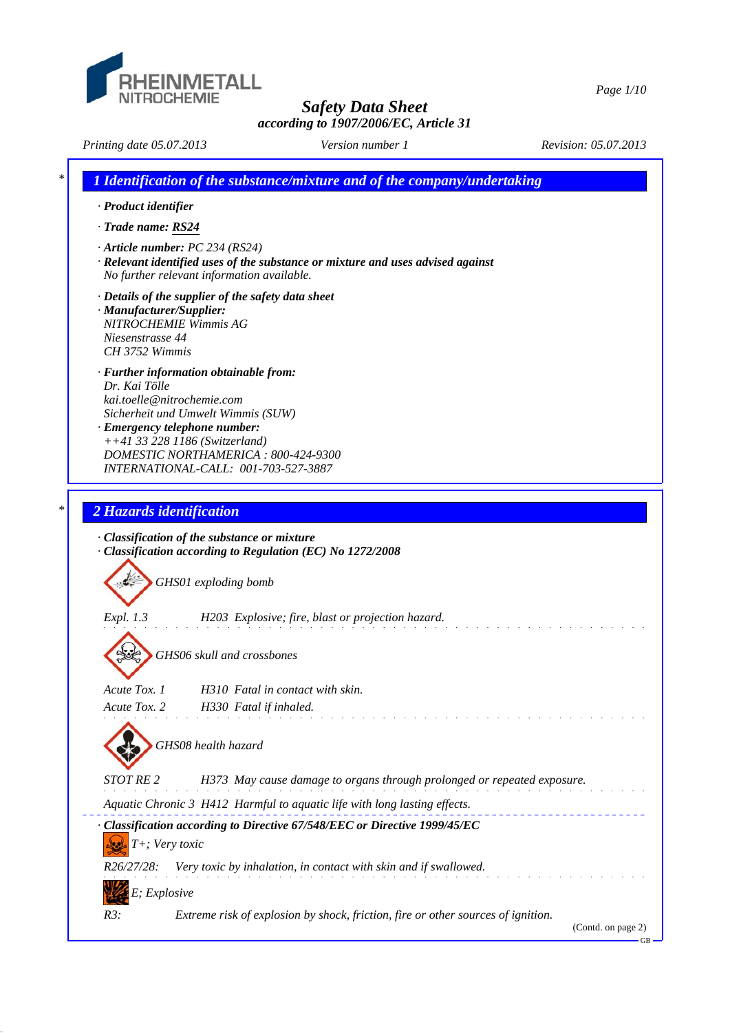# Safety Data Sheet

**according to 1907/2006/EC, Article 31**

*Printing date 05.07.2013* *Version number 1* *Revision: 05.07.2013*

## 1 Identification of the substance/mixture and of the company/undertaking

· **Product identifier**

· **Trade name: RS24**

· **Article number:** PC 234 (RS24)

· **Relevant identified uses of the substance or mixture and uses advised against**
No further relevant information available.

· **Details of the supplier of the safety data sheet**

· **Manufacturer/Supplier:**
NITROCHEMIE Wimmis AG
Niesenstrasse 44
CH 3752 Wimmis

· **Further information obtainable from:**
Dr. Kai Tölle
kai.toelle@nitrochemie.com
Sicherheit und Umwelt Wimmis (SUW)

· **Emergency telephone number:**
++41 33 228 1186 (Switzerland)
DOMESTIC NORTHAMERICA : 800-424-9300
INTERNATIONAL-CALL: 001-703-527-3887

## 2 Hazards identification

· **Classification of the substance or mixture**

· **Classification according to Regulation (EC) No 1272/2008**

GHS01 exploding bomb

| | |
|---|---|
| Expl. 1.3 | H203 Explosive; fire, blast or projection hazard. |

GHS06 skull and crossbones

| | |
|---|---|
| Acute Tox. 1 | H310 Fatal in contact with skin. |
| Acute Tox. 2 | H330 Fatal if inhaled. |

GHS08 health hazard

| | |
|---|---|
| STOT RE 2 | H373 May cause damage to organs through prolonged or repeated exposure. |
| Aquatic Chronic 3 | H412 Harmful to aquatic life with long lasting effects. |

· **Classification according to Directive 67/548/EEC or Directive 1999/45/EC**

T+; Very toxic

R26/27/28: Very toxic by inhalation, in contact with skin and if swallowed.

E; Explosive

R3: Extreme risk of explosion by shock, friction, fire or other sources of ignition.

(Contd. on page 2)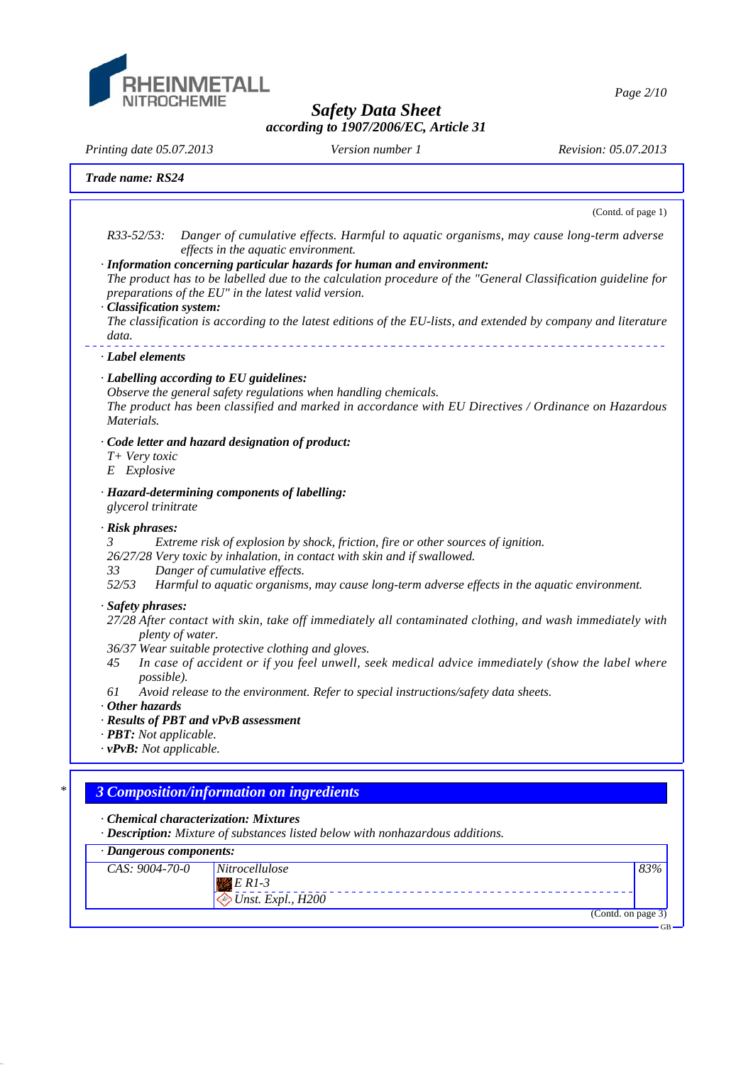**Trade name: RS24**

(Contd. of page 1)

R33-52/53: Danger of cumulative effects. Harmful to aquatic organisms, may cause long-term adverse effects in the aquatic environment.

· **Information concerning particular hazards for human and environment:**
The product has to be labelled due to the calculation procedure of the "General Classification guideline for preparations of the EU" in the latest valid version.

· **Classification system:**
The classification is according to the latest editions of the EU-lists, and extended by company and literature data.

· **Label elements**

· **Labelling according to EU guidelines:**
Observe the general safety regulations when handling chemicals.
The product has been classified and marked in accordance with EU Directives / Ordinance on Hazardous Materials.

· **Code letter and hazard designation of product:**
T+ Very toxic
E Explosive

· **Hazard-determining components of labelling:**
glycerol trinitrate

· **Risk phrases:**
3 Extreme risk of explosion by shock, friction, fire or other sources of ignition.
26/27/28 Very toxic by inhalation, in contact with skin and if swallowed.
33 Danger of cumulative effects.
52/53 Harmful to aquatic organisms, may cause long-term adverse effects in the aquatic environment.

· **Safety phrases:**
27/28 After contact with skin, take off immediately all contaminated clothing, and wash immediately with plenty of water.
36/37 Wear suitable protective clothing and gloves.
45 In case of accident or if you feel unwell, seek medical advice immediately (show the label where possible).
61 Avoid release to the environment. Refer to special instructions/safety data sheets.

· **Other hazards**
· **Results of PBT and vPvB assessment**
· **PBT:** Not applicable.
· **vPvB:** Not applicable.

## 3 Composition/information on ingredients

· **Chemical characterization: Mixtures**
· **Description:** Mixture of substances listed below with nonhazardous additions.

| · Dangerous components: | | |
|---|---|---|
| CAS: 9004-70-0 | Nitrocellulose<br>E R1-3<br>Unst. Expl., H200 | 83% |

(Contd. on page 3)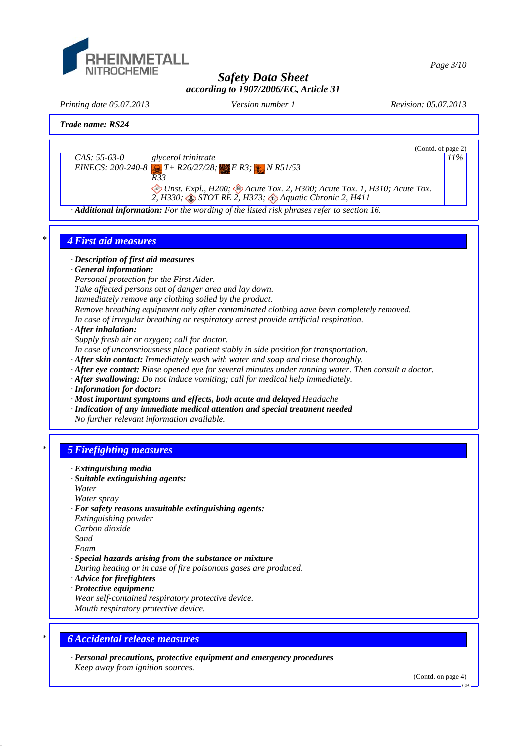(Contd. of page 2)

| | | |
|---|---|---|
| CAS: 55-63-0<br>EINECS: 200-240-8 | glycerol trinitrate<br>T+ R26/27/28; E R3; N R51/53<br>R33 | 11% |
| | Unst. Expl., H200; Acute Tox. 2, H300; Acute Tox. 1, H310; Acute Tox. 2, H330; STOT RE 2, H373; Aquatic Chronic 2, H411 | |

· **Additional information:** For the wording of the listed risk phrases refer to section 16.

## 4 First aid measures

· **Description of first aid measures**
· **General information:**
Personal protection for the First Aider.
Take affected persons out of danger area and lay down.
Immediately remove any clothing soiled by the product.
Remove breathing equipment only after contaminated clothing have been completely removed.
In case of irregular breathing or respiratory arrest provide artificial respiration.
· **After inhalation:**
Supply fresh air or oxygen; call for doctor.
In case of unconsciousness place patient stably in side position for transportation.
· **After skin contact:** Immediately wash with water and soap and rinse thoroughly.
· **After eye contact:** Rinse opened eye for several minutes under running water. Then consult a doctor.
· **After swallowing:** Do not induce vomiting; call for medical help immediately.
· **Information for doctor:**
· **Most important symptoms and effects, both acute and delayed** Headache
· **Indication of any immediate medical attention and special treatment needed**
No further relevant information available.

## 5 Firefighting measures

· **Extinguishing media**
· **Suitable extinguishing agents:**
Water
Water spray
· **For safety reasons unsuitable extinguishing agents:**
Extinguishing powder
Carbon dioxide
Sand
Foam
· **Special hazards arising from the substance or mixture**
During heating or in case of fire poisonous gases are produced.
· **Advice for firefighters**
· **Protective equipment:**
Wear self-contained respiratory protective device.
Mouth respiratory protective device.

## 6 Accidental release measures

· **Personal precautions, protective equipment and emergency procedures**
Keep away from ignition sources.

(Contd. on page 4)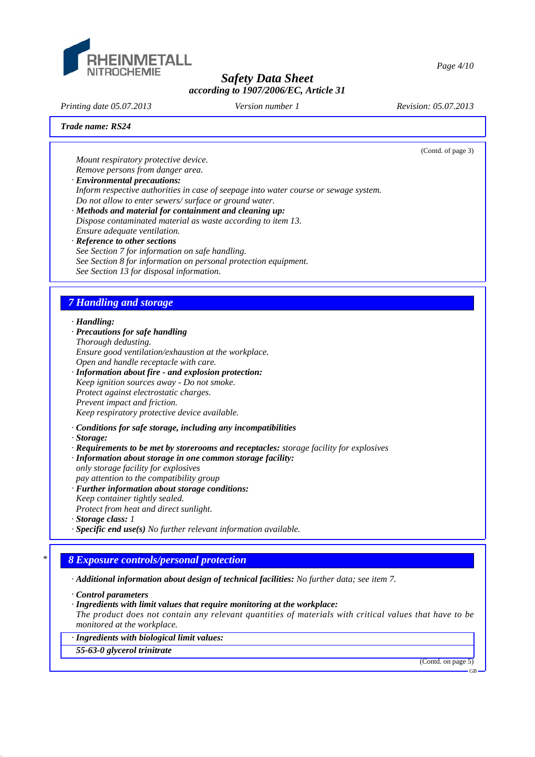**Trade name: RS24**

(Contd. of page 3)

*Mount respiratory protective device.*
*Remove persons from danger area.*

· ***Environmental precautions:***
*Inform respective authorities in case of seepage into water course or sewage system.*
*Do not allow to enter sewers/ surface or ground water.*

· ***Methods and material for containment and cleaning up:***
*Dispose contaminated material as waste according to item 13.*
*Ensure adequate ventilation.*

· ***Reference to other sections***
*See Section 7 for information on safe handling.*
*See Section 8 for information on personal protection equipment.*
*See Section 13 for disposal information.*

## 7 Handling and storage

· ***Handling:***

· ***Precautions for safe handling***
*Thorough dedusting.*
*Ensure good ventilation/exhaustion at the workplace.*
*Open and handle receptacle with care.*

· ***Information about fire - and explosion protection:***
*Keep ignition sources away - Do not smoke.*
*Protect against electrostatic charges.*
*Prevent impact and friction.*
*Keep respiratory protective device available.*

· ***Conditions for safe storage, including any incompatibilities***

· ***Storage:***

· ***Requirements to be met by storerooms and receptacles:*** *storage facility for explosives*

· ***Information about storage in one common storage facility:***
*only storage facility for explosives*
*pay attention to the compatibility group*

· ***Further information about storage conditions:***
*Keep container tightly sealed.*
*Protect from heat and direct sunlight.*

· ***Storage class:*** *1*

· ***Specific end use(s)*** *No further relevant information available.*

## 8 Exposure controls/personal protection

· ***Additional information about design of technical facilities:*** *No further data; see item 7.*

· ***Control parameters***

· ***Ingredients with limit values that require monitoring at the workplace:***
*The product does not contain any relevant quantities of materials with critical values that have to be monitored at the workplace.*

· ***Ingredients with biological limit values:***

***55-63-0 glycerol trinitrate***

(Contd. on page 5)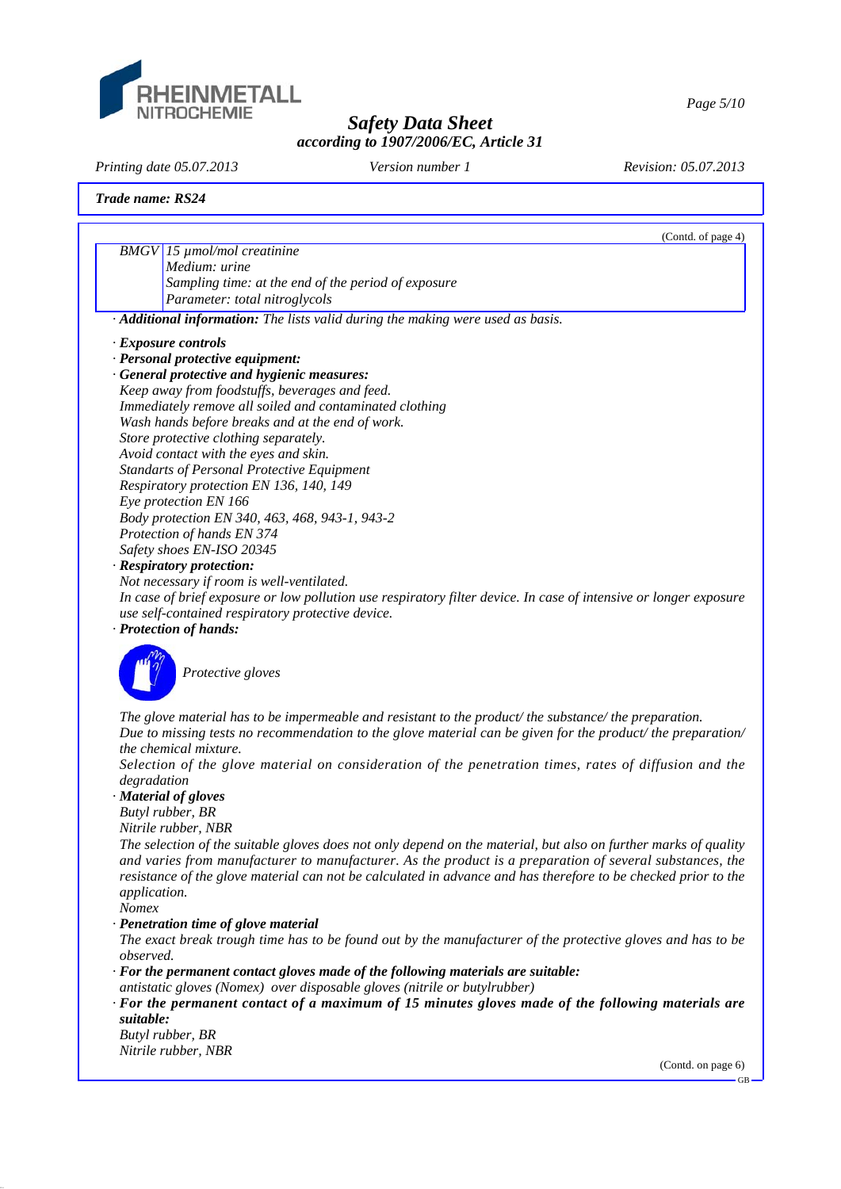*Trade name: RS24*

(Contd. of page 4)

| | |
|---|---|
| BMGV | 15 µmol/mol creatinine<br>Medium: urine<br>Sampling time: at the end of the period of exposure<br>Parameter: total nitroglycols |

· **Additional information:** The lists valid during the making were used as basis.

· **Exposure controls**

· **Personal protective equipment:**

· **General protective and hygienic measures:**

Keep away from foodstuffs, beverages and feed.
Immediately remove all soiled and contaminated clothing
Wash hands before breaks and at the end of work.
Store protective clothing separately.
Avoid contact with the eyes and skin.
Standarts of Personal Protective Equipment
Respiratory protection EN 136, 140, 149
Eye protection EN 166
Body protection EN 340, 463, 468, 943-1, 943-2
Protection of hands EN 374
Safety shoes EN-ISO 20345

· **Respiratory protection:**

Not necessary if room is well-ventilated.
In case of brief exposure or low pollution use respiratory filter device. In case of intensive or longer exposure use self-contained respiratory protective device.

· **Protection of hands:**

Protective gloves

The glove material has to be impermeable and resistant to the product/ the substance/ the preparation.
Due to missing tests no recommendation to the glove material can be given for the product/ the preparation/ the chemical mixture.
Selection of the glove material on consideration of the penetration times, rates of diffusion and the degradation

· **Material of gloves**

Butyl rubber, BR
Nitrile rubber, NBR
The selection of the suitable gloves does not only depend on the material, but also on further marks of quality and varies from manufacturer to manufacturer. As the product is a preparation of several substances, the resistance of the glove material can not be calculated in advance and has therefore to be checked prior to the application.
Nomex

· **Penetration time of glove material**

The exact break trough time has to be found out by the manufacturer of the protective gloves and has to be observed.

· **For the permanent contact gloves made of the following materials are suitable:**

antistatic gloves (Nomex) over disposable gloves (nitrile or butylrubber)

· **For the permanent contact of a maximum of 15 minutes gloves made of the following materials are suitable:**

Butyl rubber, BR
Nitrile rubber, NBR

(Contd. on page 6)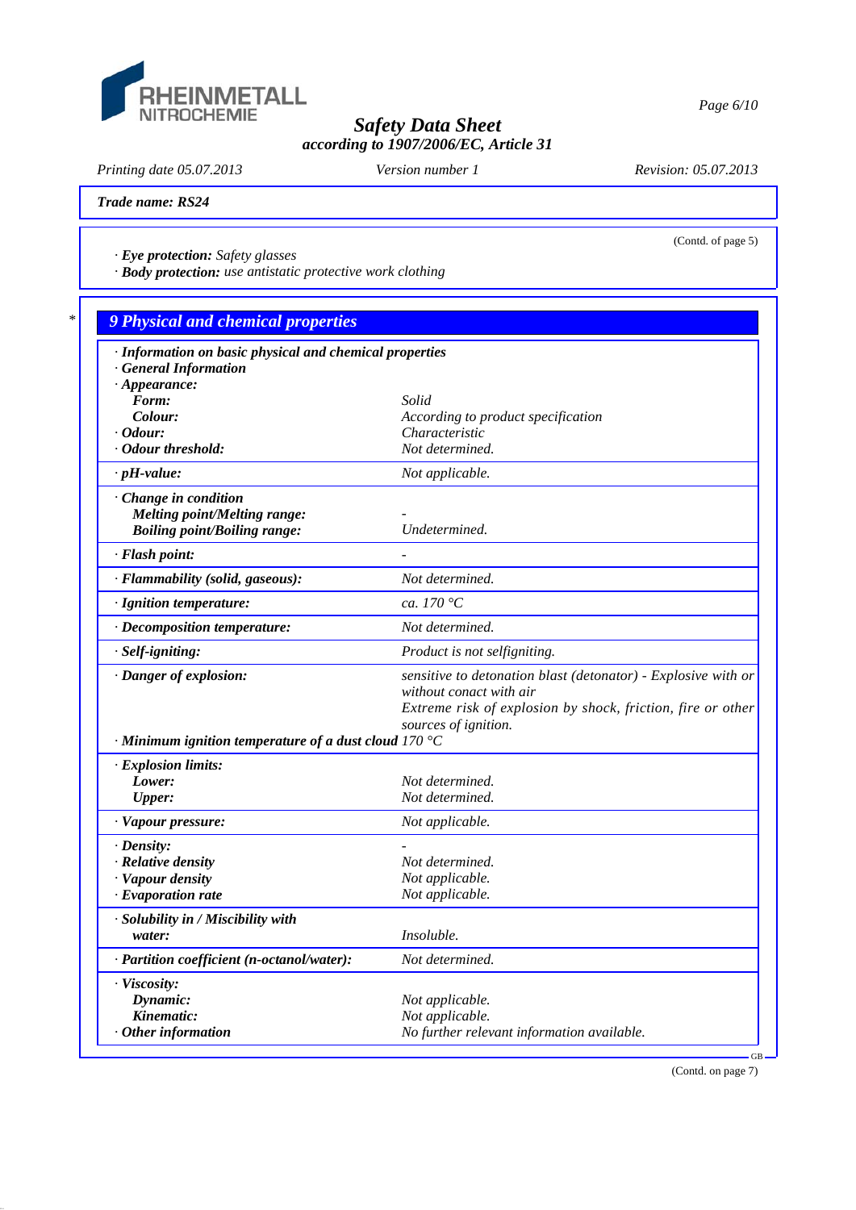**Trade name: RS24**

(Contd. of page 5)

· **Eye protection:** *Safety glasses*
· **Body protection:** *use antistatic protective work clothing*

\*

## 9 Physical and chemical properties

| | |
|---|---|
| · **Information on basic physical and chemical properties** | |
| · **General Information** | |
| · **Appearance:** | |
| **Form:** | *Solid* |
| **Colour:** | *According to product specification* |
| · **Odour:** | *Characteristic* |
| · **Odour threshold:** | *Not determined.* |
| · **pH-value:** | *Not applicable.* |
| · **Change in condition** | |
| **Melting point/Melting range:** | - |
| **Boiling point/Boiling range:** | *Undetermined.* |
| · **Flash point:** | - |
| · **Flammability (solid, gaseous):** | *Not determined.* |
| · **Ignition temperature:** | *ca. 170 °C* |
| · **Decomposition temperature:** | *Not determined.* |
| · **Self-igniting:** | *Product is not selfigniting.* |
| · **Danger of explosion:** | *sensitive to detonation blast (detonator) - Explosive with or without conact with air* *Extreme risk of explosion by shock, friction, fire or other sources of ignition.* |
| · **Minimum ignition temperature of a dust cloud** | *170 °C* |
| · **Explosion limits:** | |
| **Lower:** | *Not determined.* |
| **Upper:** | *Not determined.* |
| · **Vapour pressure:** | *Not applicable.* |
| · **Density:** | - |
| · **Relative density** | *Not determined.* |
| · **Vapour density** | *Not applicable.* |
| · **Evaporation rate** | *Not applicable.* |
| · **Solubility in / Miscibility with** | |
| **water:** | *Insoluble.* |
| · **Partition coefficient (n-octanol/water):** | *Not determined.* |
| · **Viscosity:** | |
| **Dynamic:** | *Not applicable.* |
| **Kinematic:** | *Not applicable.* |
| · **Other information** | *No further relevant information available.* |

(Contd. on page 7)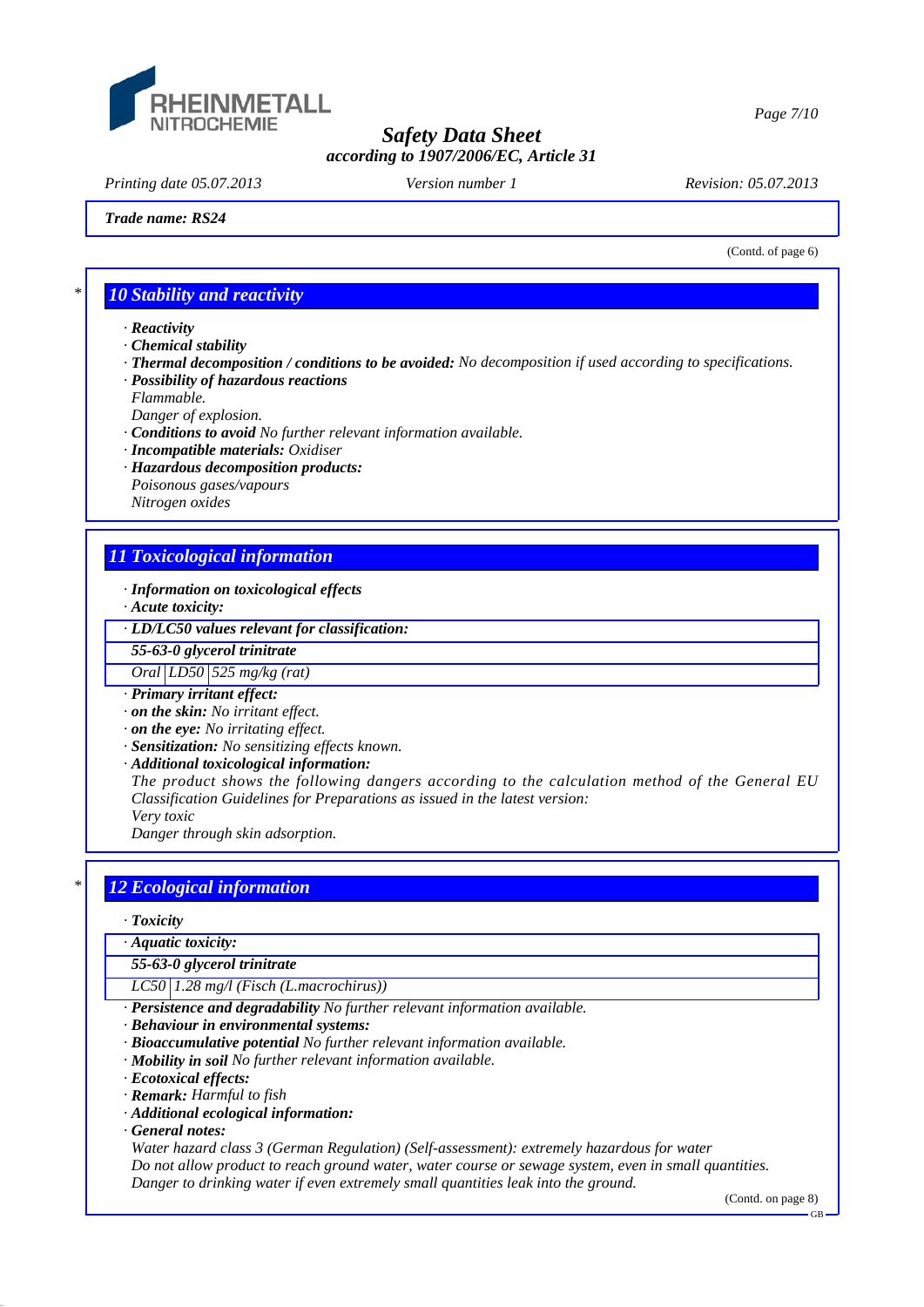**Trade name: RS24**

(Contd. of page 6)

## 10 Stability and reactivity

- · **Reactivity**
- · **Chemical stability**
- · **Thermal decomposition / conditions to be avoided:** No decomposition if used according to specifications.
- · **Possibility of hazardous reactions**
  Flammable.
  Danger of explosion.
- · **Conditions to avoid** No further relevant information available.
- · **Incompatible materials:** Oxidiser
- · **Hazardous decomposition products:**
  Poisonous gases/vapours
  Nitrogen oxides

## 11 Toxicological information

- · **Information on toxicological effects**
- · **Acute toxicity:**

| · LD/LC50 values relevant for classification: | | |
|---|---|---|
| **55-63-0 glycerol trinitrate** | | |
| Oral | LD50 | 525 mg/kg (rat) |

- · **Primary irritant effect:**
- · **on the skin:** No irritant effect.
- · **on the eye:** No irritating effect.
- · **Sensitization:** No sensitizing effects known.
- · **Additional toxicological information:**
  The product shows the following dangers according to the calculation method of the General EU Classification Guidelines for Preparations as issued in the latest version:
  Very toxic
  Danger through skin adsorption.

## 12 Ecological information

- · **Toxicity**

| · Aquatic toxicity: | |
|---|---|
| **55-63-0 glycerol trinitrate** | |
| LC50 | 1.28 mg/l (Fisch (L.macrochirus)) |

- · **Persistence and degradability** No further relevant information available.
- · **Behaviour in environmental systems:**
- · **Bioaccumulative potential** No further relevant information available.
- · **Mobility in soil** No further relevant information available.
- · **Ecotoxical effects:**
- · **Remark:** Harmful to fish
- · **Additional ecological information:**
- · **General notes:**
  Water hazard class 3 (German Regulation) (Self-assessment): extremely hazardous for water
  Do not allow product to reach ground water, water course or sewage system, even in small quantities.
  Danger to drinking water if even extremely small quantities leak into the ground.

(Contd. on page 8)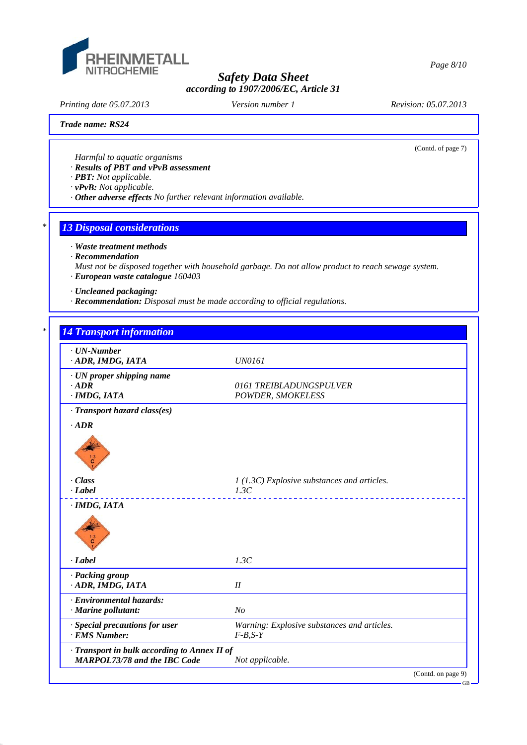(Contd. of page 7)

Harmful to aquatic organisms

· **Results of PBT and vPvB assessment**
· **PBT:** Not applicable.
· **vPvB:** Not applicable.
· **Other adverse effects** No further relevant information available.

## * 13 Disposal considerations

· **Waste treatment methods**
· **Recommendation**
Must not be disposed together with household garbage. Do not allow product to reach sewage system.
· **European waste catalogue** 160403

· **Uncleaned packaging:**
· **Recommendation:** Disposal must be made according to official regulations.

## * 14 Transport information

| | |
|---|---|
| · **UN-Number**<br>· **ADR, IMDG, IATA** | UN0161 |
| · **UN proper shipping name**<br>· **ADR**<br>· **IMDG, IATA** | <br>0161 TREIBLADUNGSPULVER<br>POWDER, SMOKELESS |
| · **Transport hazard class(es)** | |
| · **ADR** | |
| · **Class**<br>· **Label** | 1 (1.3C) Explosive substances and articles.<br>1.3C |
| · **IMDG, IATA** | |
| · **Label** | 1.3C |
| · **Packing group**<br>· **ADR, IMDG, IATA** | <br>II |
| · **Environmental hazards:**<br>· **Marine pollutant:** | <br>No |
| · **Special precautions for user**<br>· **EMS Number:** | Warning: Explosive substances and articles.<br>F-B,S-Y |
| · **Transport in bulk according to Annex II of MARPOL73/78 and the IBC Code** | Not applicable. |

(Contd. on page 9)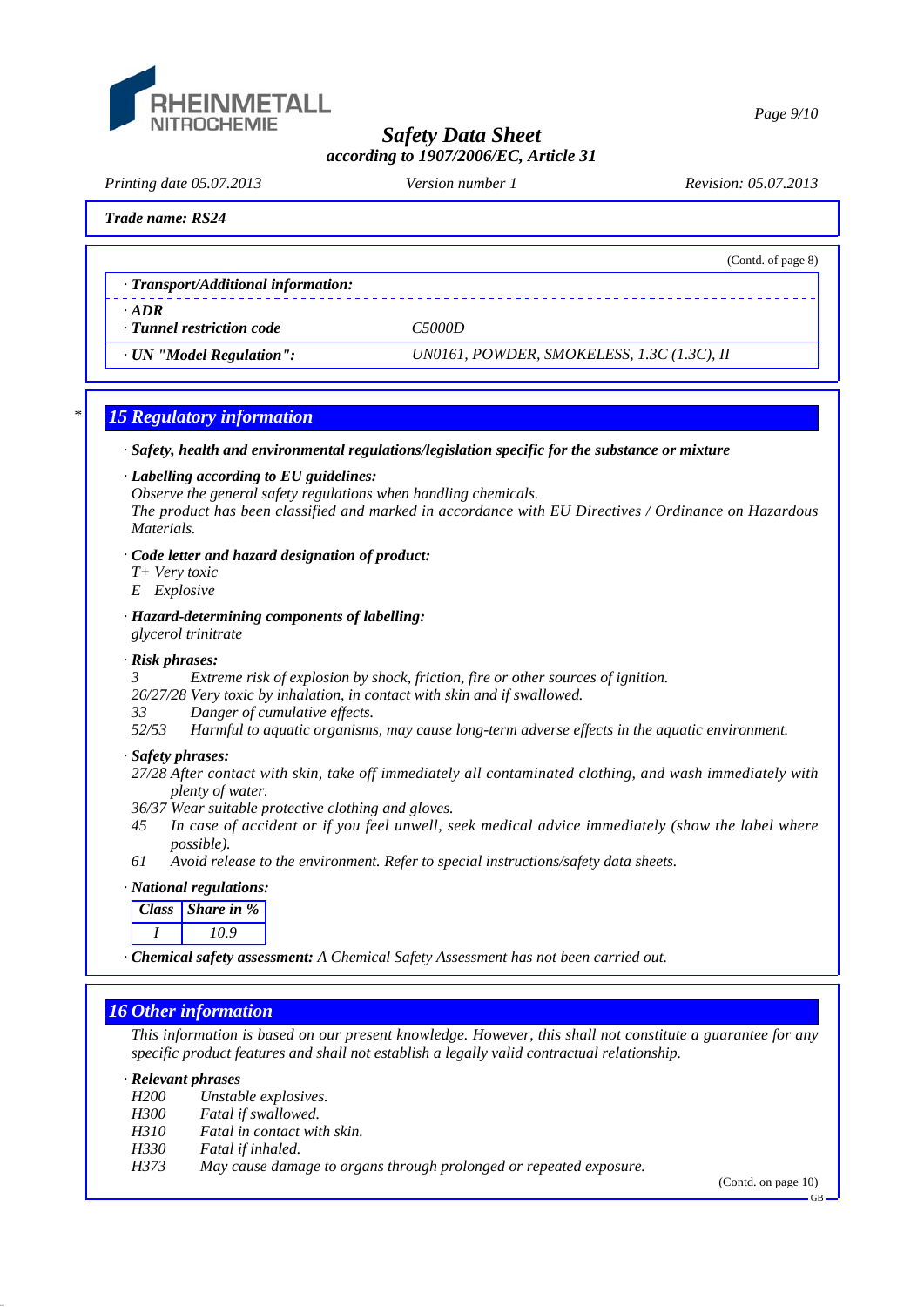*Trade name: RS24*

(Contd. of page 8)

· **Transport/Additional information:**

· **ADR**
· **Tunnel restriction code** C5000D

· **UN "Model Regulation":** UN0161, POWDER, SMOKELESS, 1.3C (1.3C), II

\* 

## 15 Regulatory information

· **Safety, health and environmental regulations/legislation specific for the substance or mixture**

· **Labelling according to EU guidelines:**
Observe the general safety regulations when handling chemicals.
The product has been classified and marked in accordance with EU Directives / Ordinance on Hazardous Materials.

· **Code letter and hazard designation of product:**
T+ Very toxic
E Explosive

· **Hazard-determining components of labelling:**
glycerol trinitrate

· **Risk phrases:**
3 Extreme risk of explosion by shock, friction, fire or other sources of ignition.
26/27/28 Very toxic by inhalation, in contact with skin and if swallowed.
33 Danger of cumulative effects.
52/53 Harmful to aquatic organisms, may cause long-term adverse effects in the aquatic environment.

· **Safety phrases:**
27/28 After contact with skin, take off immediately all contaminated clothing, and wash immediately with plenty of water.
36/37 Wear suitable protective clothing and gloves.
45 In case of accident or if you feel unwell, seek medical advice immediately (show the label where possible).
61 Avoid release to the environment. Refer to special instructions/safety data sheets.

· **National regulations:**

| Class | Share in % |
|---|---|
| I | 10.9 |

· **Chemical safety assessment:** A Chemical Safety Assessment has not been carried out.

## 16 Other information

This information is based on our present knowledge. However, this shall not constitute a guarantee for any specific product features and shall not establish a legally valid contractual relationship.

· **Relevant phrases**
H200 Unstable explosives.
H300 Fatal if swallowed.
H310 Fatal in contact with skin.
H330 Fatal if inhaled.
H373 May cause damage to organs through prolonged or repeated exposure.

(Contd. on page 10)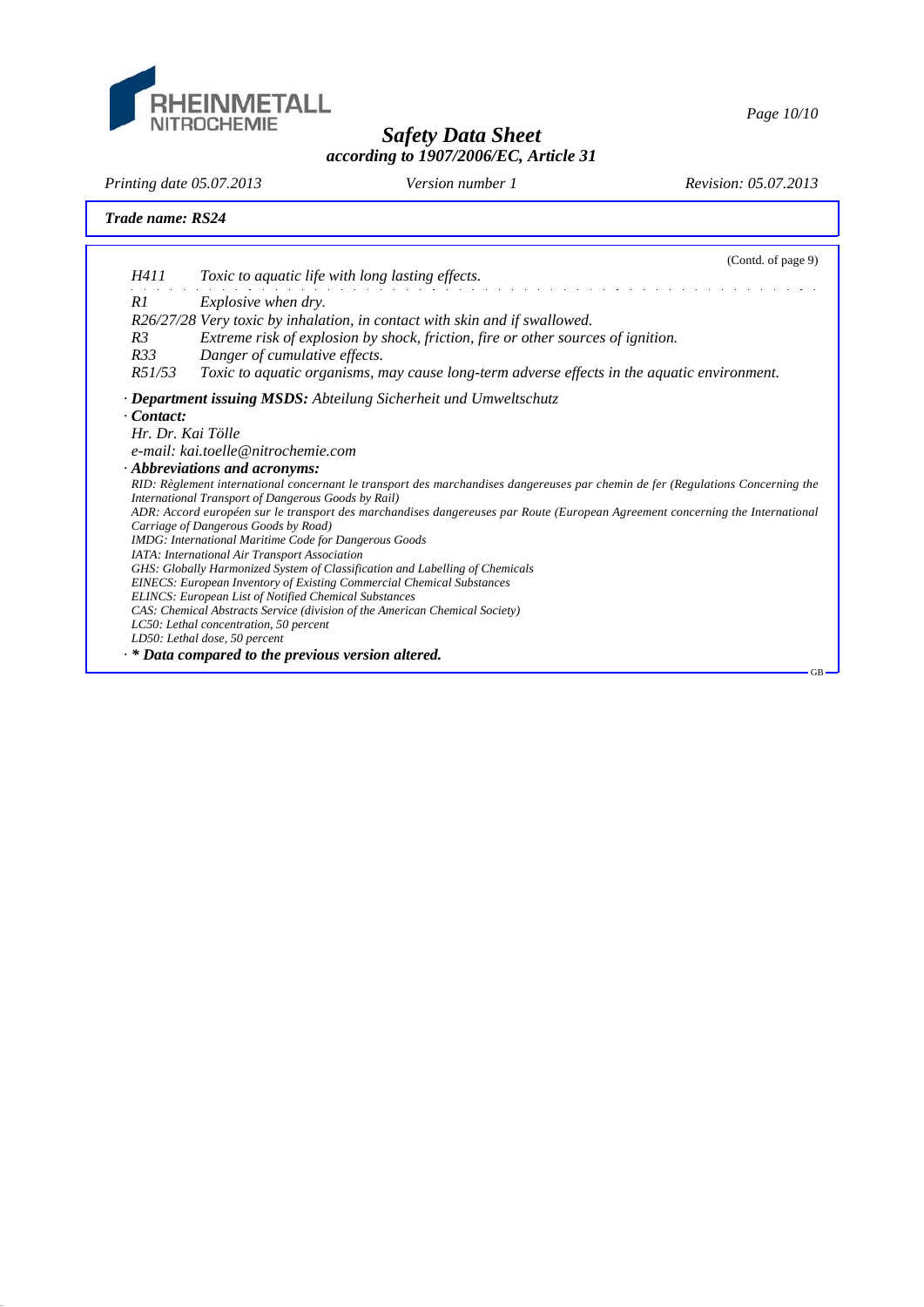(Contd. of page 9)

H411 Toxic to aquatic life with long lasting effects.

R1 Explosive when dry.

R26/27/28 Very toxic by inhalation, in contact with skin and if swallowed.

R3 Extreme risk of explosion by shock, friction, fire or other sources of ignition.

R33 Danger of cumulative effects.

R51/53 Toxic to aquatic organisms, may cause long-term adverse effects in the aquatic environment.

· **Department issuing MSDS:** Abteilung Sicherheit und Umweltschutz

· **Contact:**

Hr. Dr. Kai Tölle

e-mail: kai.toelle@nitrochemie.com

· **Abbreviations and acronyms:**

RID: Règlement international concernant le transport des marchandises dangereuses par chemin de fer (Regulations Concerning the International Transport of Dangerous Goods by Rail)

ADR: Accord européen sur le transport des marchandises dangereuses par Route (European Agreement concerning the International Carriage of Dangerous Goods by Road)

IMDG: International Maritime Code for Dangerous Goods

IATA: International Air Transport Association

GHS: Globally Harmonized System of Classification and Labelling of Chemicals

EINECS: European Inventory of Existing Commercial Chemical Substances

ELINCS: European List of Notified Chemical Substances

CAS: Chemical Abstracts Service (division of the American Chemical Society)

LC50: Lethal concentration, 50 percent

LD50: Lethal dose, 50 percent

· **\* Data compared to the previous version altered.**

GB